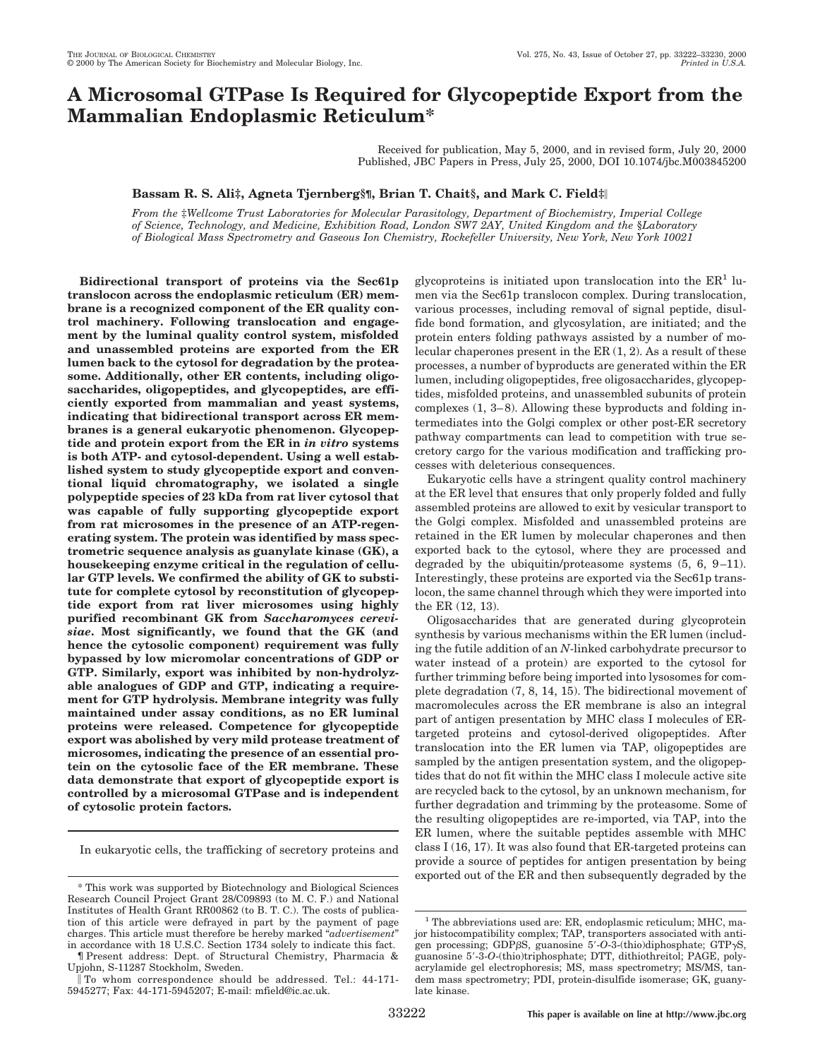# A Microsomal GTPase Is Required for Glycopeptide Export from the Mammalian Endoplasmic Reticulum*

Received for publication, May 5, 2000, and in revised form, July 20, 2000
Published, JBC Papers in Press, July 25, 2000, DOI 10.1074/jbc.M003845200

**Bassam R. S. Ali‡, Agneta Tjernberg§¶, Brian T. Chait§, and Mark C. Field‡‖**

*From the ‡Wellcome Trust Laboratories for Molecular Parasitology, Department of Biochemistry, Imperial College of Science, Technology, and Medicine, Exhibition Road, London SW7 2AY, United Kingdom and the §Laboratory of Biological Mass Spectrometry and Gaseous Ion Chemistry, Rockefeller University, New York, New York 10021*

**Bidirectional transport of proteins via the Sec61p translocon across the endoplasmic reticulum (ER) membrane is a recognized component of the ER quality control machinery. Following translocation and engagement by the luminal quality control system, misfolded and unassembled proteins are exported from the ER lumen back to the cytosol for degradation by the proteasome. Additionally, other ER contents, including oligosaccharides, oligopeptides, and glycopeptides, are efficiently exported from mammalian and yeast systems, indicating that bidirectional transport across ER membranes is a general eukaryotic phenomenon. Glycopeptide and protein export from the ER in *in vitro* systems is both ATP- and cytosol-dependent. Using a well established system to study glycopeptide export and conventional liquid chromatography, we isolated a single polypeptide species of 23 kDa from rat liver cytosol that was capable of fully supporting glycopeptide export from rat microsomes in the presence of an ATP-regenerating system. The protein was identified by mass spectrometric sequence analysis as guanylate kinase (GK), a housekeeping enzyme critical in the regulation of cellular GTP levels. We confirmed the ability of GK to substitute for complete cytosol by reconstitution of glycopeptide export from rat liver microsomes using highly purified recombinant GK from *Saccharomyces cerevisiae*. Most significantly, we found that the GK (and hence the cytosolic component) requirement was fully bypassed by low micromolar concentrations of GDP or GTP. Similarly, export was inhibited by non-hydrolyzable analogues of GDP and GTP, indicating a requirement for GTP hydrolysis. Membrane integrity was fully maintained under assay conditions, as no ER luminal proteins were released. Competence for glycopeptide export was abolished by very mild protease treatment of microsomes, indicating the presence of an essential protein on the cytosolic face of the ER membrane. These data demonstrate that export of glycopeptide export is controlled by a microsomal GTPase and is independent of cytosolic protein factors.**

In eukaryotic cells, the trafficking of secretory proteins and glycoproteins is initiated upon translocation into the ER[1] lumen via the Sec61p translocon complex. During translocation, various processes, including removal of signal peptide, disulfide bond formation, and glycosylation, are initiated; and the protein enters folding pathways assisted by a number of molecular chaperones present in the ER (1, 2). As a result of these processes, a number of byproducts are generated within the ER lumen, including oligopeptides, free oligosaccharides, glycopeptides, misfolded proteins, and unassembled subunits of protein complexes (1, 3–8). Allowing these byproducts and folding intermediates into the Golgi complex or other post-ER secretory pathway compartments can lead to competition with true secretory cargo for the various modification and trafficking processes with deleterious consequences.

Eukaryotic cells have a stringent quality control machinery at the ER level that ensures that only properly folded and fully assembled proteins are allowed to exit by vesicular transport to the Golgi complex. Misfolded and unassembled proteins are retained in the ER lumen by molecular chaperones and then exported back to the cytosol, where they are processed and degraded by the ubiquitin/proteasome systems (5, 6, 9–11). Interestingly, these proteins are exported via the Sec61p translocon, the same channel through which they were imported into the ER (12, 13).

Oligosaccharides that are generated during glycoprotein synthesis by various mechanisms within the ER lumen (including the futile addition of an *N*-linked carbohydrate precursor to water instead of a protein) are exported to the cytosol for further trimming before being imported into lysosomes for complete degradation (7, 8, 14, 15). The bidirectional movement of macromolecules across the ER membrane is also an integral part of antigen presentation by MHC class I molecules of ER-targeted proteins and cytosol-derived oligopeptides. After translocation into the ER lumen via TAP, oligopeptides are sampled by the antigen presentation system, and the oligopeptides that do not fit within the MHC class I molecule active site are recycled back to the cytosol, by an unknown mechanism, for further degradation and trimming by the proteasome. Some of the resulting oligopeptides are re-imported, via TAP, into the ER lumen, where the suitable peptides assemble with MHC class I (16, 17). It was also found that ER-targeted proteins can provide a source of peptides for antigen presentation by being exported out of the ER and then subsequently degraded by the

\* This work was supported by Biotechnology and Biological Sciences Research Council Project Grant 28/C09893 (to M. C. F.) and National Institutes of Health Grant RR00862 (to B. T. C.). The costs of publication of this article were defrayed in part by the payment of page charges. This article must therefore be hereby marked "*advertisement*" in accordance with 18 U.S.C. Section 1734 solely to indicate this fact.

¶ Present address: Dept. of Structural Chemistry, Pharmacia & Upjohn, S-11287 Stockholm, Sweden.

‖ To whom correspondence should be addressed. Tel.: 44-171-5945277; Fax: 44-171-5945207; E-mail: mfield@ic.ac.uk.

[1] The abbreviations used are: ER, endoplasmic reticulum; MHC, major histocompatibility complex; TAP, transporters associated with antigen processing; GDPβS, guanosine 5′-*O*-3-(thio)diphosphate; GTPγS, guanosine 5′-3-*O*-(thio)triphosphate; DTT, dithiothreitol; PAGE, polyacrylamide gel electrophoresis; MS, mass spectrometry; MS/MS, tandem mass spectrometry; PDI, protein-disulfide isomerase; GK, guanylate kinase.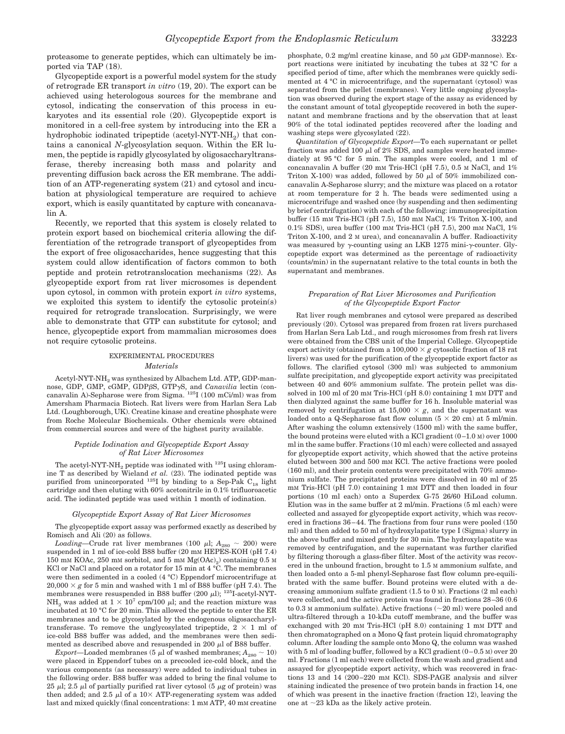proteasome to generate peptides, which can ultimately be imported via TAP (18).

Glycopeptide export is a powerful model system for the study of retrograde ER transport *in vitro* (19, 20). The export can be achieved using heterologous sources for the membrane and cytosol, indicating the conservation of this process in eukaryotes and its essential role (20). Glycopeptide export is monitored in a cell-free system by introducing into the ER a hydrophobic iodinated tripeptide (acetyl-NYT-$NH_2$) that contains a canonical *N*-glycosylation sequon. Within the ER lumen, the peptide is rapidly glycosylated by oligosaccharyltransferase, thereby increasing both mass and polarity and preventing diffusion back across the ER membrane. The addition of an ATP-regenerating system (21) and cytosol and incubation at physiological temperature are required to achieve export, which is easily quantitated by capture with concanavalin A.

Recently, we reported that this system is closely related to protein export based on biochemical criteria allowing the differentiation of the retrograde transport of glycopeptides from the export of free oligosaccharides, hence suggesting that this system could allow identification of factors common to both peptide and protein retrotranslocation mechanisms (22). As glycopeptide export from rat liver microsomes is dependent upon cytosol, in common with protein export *in vitro* systems, we exploited this system to identify the cytosolic protein(s) required for retrograde translocation. Surprisingly, we were able to demonstrate that GTP can substitute for cytosol; and hence, glycopeptide export from mammalian microsomes does not require cytosolic proteins.

## EXPERIMENTAL PROCEDURES

### *Materials*

Acetyl-NYT-$NH_2$ was synthesized by Albachem Ltd. ATP, GDP-mannose, GDP, GMP, cGMP, GDPβS, GTPγS, and *Canavilia* lectin (concanavalin A)-Sepharose were from Sigma. $^{125}$I (100 mCi/ml) was from Amersham Pharmacia Biotech. Rat livers were from Harlan Sera Lab Ltd. (Loughborough, UK). Creatine kinase and creatine phosphate were from Roche Molecular Biochemicals. Other chemicals were obtained from commercial sources and were of the highest purity available.

### *Peptide Iodination and Glycopeptide Export Assay of Rat Liver Microsomes*

The acetyl-NYT-$NH_2$ peptide was iodinated with $^{125}$I using chloramine T as described by Wieland *et al.* (23). The iodinated peptide was purified from unincorporated $^{125}$I by binding to a Sep-Pak $C_{18}$ light cartridge and then eluting with 60% acetonitrile in 0.1% trifluoroacetic acid. The iodinated peptide was used within 1 month of iodination.

### *Glycopeptide Export Assay of Rat Liver Microsomes*

The glycopeptide export assay was performed exactly as described by Romisch and Ali (20) as follows.

*Loading*—Crude rat liver membranes (100 μl; $A_{280}$ ~ 200) were suspended in 1 ml of ice-cold B88 buffer (20 mM HEPES-KOH (pH 7.4) 150 mM KOAc, 250 mM sorbitol, and 5 mM $Mg(OAc)_2$) containing 0.5 M KCl or NaCl and placed on a rotator for 15 min at 4 °C. The membranes were then sedimented in a cooled (4 °C) Eppendorf microcentrifuge at 20,000 × *g* for 5 min and washed with 1 ml of B88 buffer (pH 7.4). The membranes were resuspended in B88 buffer (200 μl); $^{125}$I-acetyl-NYT-$NH_2$ was added at 1 × 10$^7$ cpm/100 μl; and the reaction mixture was incubated at 10 °C for 20 min. This allowed the peptide to enter the ER membranes and to be glycosylated by the endogenous oligosaccharyltransferase. To remove the unglycosylated tripeptide, 2 × 1 ml of ice-cold B88 buffer was added, and the membranes were then sedimented as described above and resuspended in 200 μl of B88 buffer.

*Export*—Loaded membranes (5 μl of washed membranes; $A_{280}$ ~ 10) were placed in Eppendorf tubes on a precooled ice-cold block, and the various components (as necessary) were added to individual tubes in the following order. B88 buffer was added to bring the final volume to 25 μl; 2.5 μl of partially purified rat liver cytosol (5 μg of protein) was then added; and 2.5 μl of a 10× ATP-regenerating system was added last and mixed quickly (final concentrations: 1 mM ATP, 40 mM creatine phosphate, 0.2 mg/ml creatine kinase, and 50 μM GDP-mannose). Export reactions were initiated by incubating the tubes at 32 °C for a specified period of time, after which the membranes were quickly sedimented at 4 °C in microcentrifuge, and the supernatant (cytosol) was separated from the pellet (membranes). Very little ongoing glycosylation was observed during the export stage of the assay as evidenced by the constant amount of total glycopeptide recovered in both the supernatant and membrane fractions and by the observation that at least 90% of the total iodinated peptides recovered after the loading and washing steps were glycosylated (22).

*Quantitation of Glycopeptide Export*—To each supernatant or pellet fraction was added 100 μl of 2% SDS, and samples were heated immediately at 95 °C for 5 min. The samples were cooled, and 1 ml of concanavalin A buffer (20 mM Tris-HCl (pH 7.5), 0.5 M NaCl, and 1% Triton X-100) was added, followed by 50 μl of 50% immobilized concanavalin A-Sepharose slurry; and the mixture was placed on a rotator at room temperature for 2 h. The beads were sedimented using a microcentrifuge and washed once (by suspending and then sedimenting by brief centrifugation) with each of the following: immunoprecipitation buffer (15 mM Tris-HCl (pH 7.5), 150 mM NaCl, 1% Triton X-100, and 0.1% SDS), urea buffer (100 mM Tris-HCl (pH 7.5), 200 mM NaCl, 1% Triton X-100, and 2 M urea), and concanavalin A buffer. Radioactivity was measured by γ-counting using an LKB 1275 mini-γ-counter. Glycopeptide export was determined as the percentage of radioactivity (counts/min) in the supernatant relative to the total counts in both the supernatant and membranes.

### *Preparation of Rat Liver Microsomes and Purification of the Glycopeptide Export Factor*

Rat liver rough membranes and cytosol were prepared as described previously (20). Cytosol was prepared from frozen rat livers purchased from Harlan Sera Lab Ltd., and rough microsomes from fresh rat livers were obtained from the CBS unit of the Imperial College. Glycopeptide export activity (obtained from a 100,000 × *g* cytosolic fraction of 18 rat livers) was used for the purification of the glycopeptide export factor as follows. The clarified cytosol (300 ml) was subjected to ammonium sulfate precipitation, and glycopeptide export activity was precipitated between 40 and 60% ammonium sulfate. The protein pellet was dissolved in 100 ml of 20 mM Tris-HCl (pH 8.0) containing 1 mM DTT and then dialyzed against the same buffer for 16 h. Insoluble material was removed by centrifugation at 15,000 × *g*, and the supernatant was loaded onto a Q-Sepharose fast flow column (5 × 20 cm) at 5 ml/min. After washing the column extensively (1500 ml) with the same buffer, the bound proteins were eluted with a KCl gradient (0–1.0 M) over 1000 ml in the same buffer. Fractions (10 ml each) were collected and assayed for glycopeptide export activity, which showed that the active proteins eluted between 300 and 500 mM KCl. The active fractions were pooled (160 ml), and their protein contents were precipitated with 70% ammonium sulfate. The precipitated proteins were dissolved in 40 ml of 25 mM Tris-HCl (pH 7.0) containing 1 mM DTT and then loaded in four portions (10 ml each) onto a Superdex G-75 26/60 HiLoad column. Elution was in the same buffer at 2 ml/min. Fractions (5 ml each) were collected and assayed for glycopeptide export activity, which was recovered in fractions 36–44. The fractions from four runs were pooled (150 ml) and then added to 50 ml of hydroxylapatite type I (Sigma) slurry in the above buffer and mixed gently for 30 min. The hydroxylapatite was removed by centrifugation, and the supernatant was further clarified by filtering thorough a glass-fiber filter. Most of the activity was recovered in the unbound fraction, brought to 1.5 M ammonium sulfate, and then loaded onto a 5-ml phenyl-Sepharose fast flow column pre-equilibrated with the same buffer. Bound proteins were eluted with a decreasing ammonium sulfate gradient (1.5 to 0 M). Fractions (2 ml each) were collected, and the active protein was found in fractions 28–36 (0.6 to 0.3 M ammonium sulfate). Active fractions (~20 ml) were pooled and ultra-filtered through a 10-kDa cutoff membrane, and the buffer was exchanged with 20 mM Tris-HCl (pH 8.0) containing 1 mM DTT and then chromatographed on a Mono Q fast protein liquid chromatography column. After loading the sample onto Mono Q, the column was washed with 5 ml of loading buffer, followed by a KCl gradient (0–0.5 M) over 20 ml. Fractions (1 ml each) were collected from the wash and gradient and assayed for glycopeptide export activity, which was recovered in fractions 13 and 14 (200–220 mM KCl). SDS-PAGE analysis and silver staining indicated the presence of two protein bands in fraction 14, one of which was present in the inactive fraction (fraction 12), leaving the one at ~23 kDa as the likely active protein.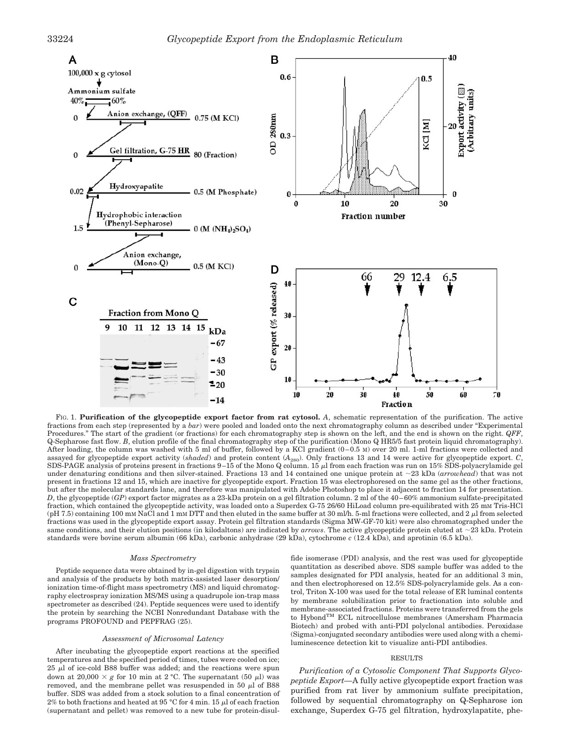FIG. 1. **Purification of the glycopeptide export factor from rat cytosol.** *A*, schematic representation of the purification. The active fractions from each step (represented by a *bar*) were pooled and loaded onto the next chromatography column as described under "Experimental Procedures." The start of the gradient (or fractions) for each chromatography step is shown on the left, and the end is shown on the right. *QFF*, Q-Sepharose fast flow. *B*, elution profile of the final chromatography step of the purification (Mono Q HR5/5 fast protein liquid chromatography). After loading, the column was washed with 5 ml of buffer, followed by a KCl gradient (0–0.5 M) over 20 ml. 1-ml fractions were collected and assayed for glycopeptide export activity (*shaded*) and protein content ($A_{280}$). Only fractions 13 and 14 were active for glycopeptide export. *C*, SDS-PAGE analysis of proteins present in fractions 9–15 of the Mono Q column. 15 µl from each fraction was run on 15% SDS-polyacrylamide gel under denaturing conditions and then silver-stained. Fractions 13 and 14 contained one unique protein at ~23 kDa (*arrowhead*) that was not present in fractions 12 and 15, which are inactive for glycopeptide export. Fraction 15 was electrophoresed on the same gel as the other fractions, but after the molecular standards lane, and therefore was manipulated with Adobe Photoshop to place it adjacent to fraction 14 for presentation. *D*, the glycopeptide (*GP*) export factor migrates as a 23-kDa protein on a gel filtration column. 2 ml of the 40–60% ammonium sulfate-precipitated fraction, which contained the glycopeptide activity, was loaded onto a Superdex G-75 26/60 HiLoad column pre-equilibrated with 25 mM Tris-HCl (pH 7.5) containing 100 mM NaCl and 1 mM DTT and then eluted in the same buffer at 30 ml/h. 5-ml fractions were collected, and 2 µl from selected fractions was used in the glycopeptide export assay. Protein gel filtration standards (Sigma MW-GF-70 kit) were also chromatographed under the same conditions, and their elution positions (in kilodaltons) are indicated by *arrows*. The active glycopeptide protein eluted at ~23 kDa. Protein standards were bovine serum albumin (66 kDa), carbonic anhydrase (29 kDa), cytochrome *c* (12.4 kDa), and aprotinin (6.5 kDa).

### *Mass Spectrometry*

Peptide sequence data were obtained by in-gel digestion with trypsin and analysis of the products by both matrix-assisted laser desorption/ionization time-of-flight mass spectrometry (MS) and liquid chromatography electrospray ionization MS/MS using a quadrupole ion-trap mass spectrometer as described (24). Peptide sequences were used to identify the protein by searching the NCBI Nonredundant Database with the programs PROFOUND and PEPFRAG (25).

### *Assessment of Microsomal Latency*

After incubating the glycopeptide export reactions at the specified temperatures and the specified period of times, tubes were cooled on ice; 25 µl of ice-cold B88 buffer was added; and the reactions were spun down at 20,000 × *g* for 10 min at 2 °C. The supernatant (50 µl) was removed, and the membrane pellet was resuspended in 50 µl of B88 buffer. SDS was added from a stock solution to a final concentration of 2% to both fractions and heated at 95 °C for 4 min. 15 µl of each fraction (supernatant and pellet) was removed to a new tube for protein-disulfide isomerase (PDI) analysis, and the rest was used for glycopeptide quantitation as described above. SDS sample buffer was added to the samples designated for PDI analysis, heated for an additional 3 min, and then electrophoresed on 12.5% SDS-polyacrylamide gels. As a control, Triton X-100 was used for the total release of ER luminal contents by membrane solubilization prior to fractionation into soluble and membrane-associated fractions. Proteins were transferred from the gels to Hybond™ ECL nitrocellulose membranes (Amersham Pharmacia Biotech) and probed with anti-PDI polyclonal antibodies. Peroxidase (Sigma)-conjugated secondary antibodies were used along with a chemiluminescence detection kit to visualize anti-PDI antibodies.

## RESULTS

*Purification of a Cytosolic Component That Supports Glycopeptide Export*—A fully active glycopeptide export fraction was purified from rat liver by ammonium sulfate precipitation, followed by sequential chromatography on Q-Sepharose ion exchange, Superdex G-75 gel filtration, hydroxylapatite, phe-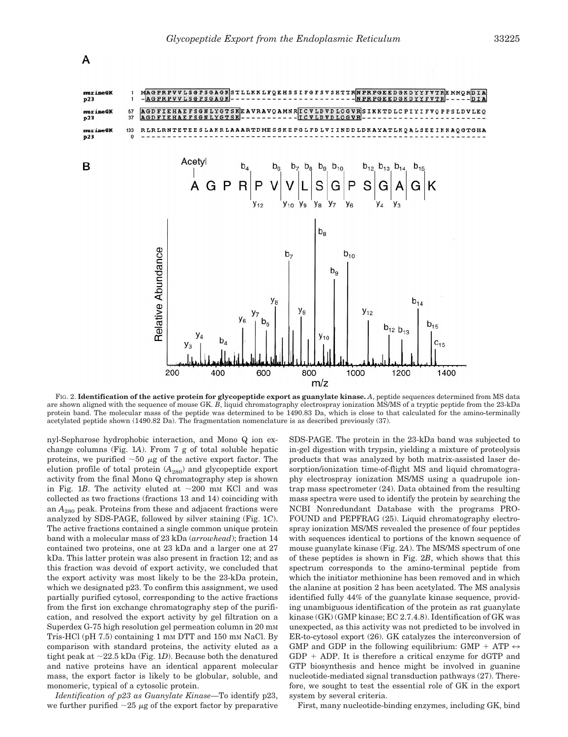FIG. 2. **Identification of the active protein for glycopeptide export as guanylate kinase.** *A*, peptide sequences determined from MS data are shown aligned with the sequence of mouse GK. *B*, liquid chromatography electrospray ionization MS/MS of a tryptic peptide from the 23-kDa protein band. The molecular mass of the peptide was determined to be 1490.83 Da, which is close to that calculated for the amino-terminally acetylated peptide shown (1490.82 Da). The fragmentation nomenclature is as described previously (37).

nyl-Sepharose hydrophobic interaction, and Mono Q ion exchange columns (Fig. 1*A*). From 7 g of total soluble hepatic proteins, we purified ~50 μg of the active export factor. The elution profile of total protein ($A_{280}$) and glycopeptide export activity from the final Mono Q chromatography step is shown in Fig. 1*B*. The activity eluted at ~200 mM KCl and was collected as two fractions (fractions 13 and 14) coinciding with an $A_{280}$ peak. Proteins from these and adjacent fractions were analyzed by SDS-PAGE, followed by silver staining (Fig. 1*C*). The active fractions contained a single common unique protein band with a molecular mass of 23 kDa (*arrowhead*); fraction 14 contained two proteins, one at 23 kDa and a larger one at 27 kDa. This latter protein was also present in fraction 12; and as this fraction was devoid of export activity, we concluded that the export activity was most likely to be the 23-kDa protein, which we designated p23. To confirm this assignment, we used partially purified cytosol, corresponding to the active fractions from the first ion exchange chromatography step of the purification, and resolved the export activity by gel filtration on a Superdex G-75 high resolution gel permeation column in 20 mM Tris-HCl (pH 7.5) containing 1 mM DTT and 150 mM NaCl. By comparison with standard proteins, the activity eluted as a tight peak at ~22.5 kDa (Fig. 1*D*). Because both the denatured and native proteins have an identical apparent molecular mass, the export factor is likely to be globular, soluble, and monomeric, typical of a cytosolic protein.

*Identification of p23 as Guanylate Kinase*—To identify p23, we further purified ~25 μg of the export factor by preparative SDS-PAGE. The protein in the 23-kDa band was subjected to in-gel digestion with trypsin, yielding a mixture of proteolysis products that was analyzed by both matrix-assisted laser desorption/ionization time-of-flight MS and liquid chromatography electrospray ionization MS/MS using a quadrupole ion-trap mass spectrometer (24). Data obtained from the resulting mass spectra were used to identify the protein by searching the NCBI Nonredundant Database with the programs PROFOUND and PEPFRAG (25). Liquid chromatography electrospray ionization MS/MS revealed the presence of four peptides with sequences identical to portions of the known sequence of mouse guanylate kinase (Fig. 2*A*). The MS/MS spectrum of one of these peptides is shown in Fig. 2*B*, which shows that this spectrum corresponds to the amino-terminal peptide from which the initiator methionine has been removed and in which the alanine at position 2 has been acetylated. The MS analysis identified fully 44% of the guanylate kinase sequence, providing unambiguous identification of the protein as rat guanylate kinase (GK) (GMP kinase; EC 2.7.4.8). Identification of GK was unexpected, as this activity was not predicted to be involved in ER-to-cytosol export (26). GK catalyzes the interconversion of GMP and GDP in the following equilibrium: GMP + ATP ↔ GDP + ADP. It is therefore a critical enzyme for dGTP and GTP biosynthesis and hence might be involved in guanine nucleotide-mediated signal transduction pathways (27). Therefore, we sought to test the essential role of GK in the export system by several criteria.

First, many nucleotide-binding enzymes, including GK, bind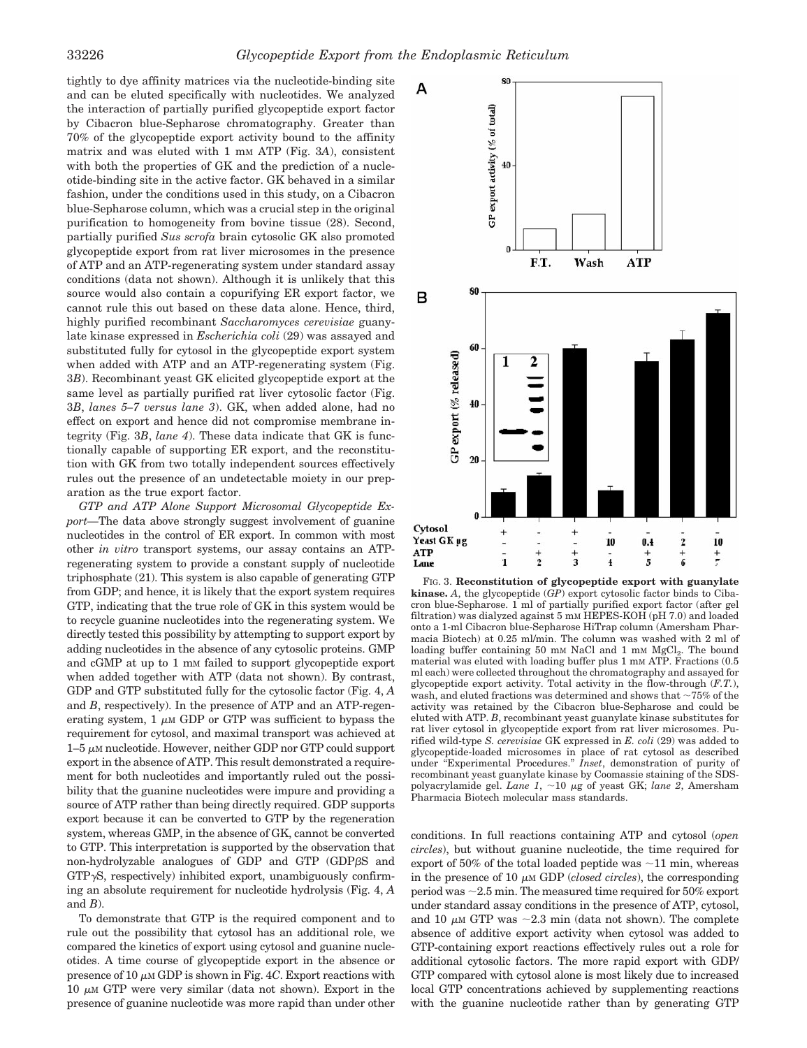tightly to dye affinity matrices via the nucleotide-binding site and can be eluted specifically with nucleotides. We analyzed the interaction of partially purified glycopeptide export factor by Cibacron blue-Sepharose chromatography. Greater than 70% of the glycopeptide export activity bound to the affinity matrix and was eluted with 1 mM ATP (Fig. 3*A*), consistent with both the properties of GK and the prediction of a nucleotide-binding site in the active factor. GK behaved in a similar fashion, under the conditions used in this study, on a Cibacron blue-Sepharose column, which was a crucial step in the original purification to homogeneity from bovine tissue (28). Second, partially purified *Sus scrofa* brain cytosolic GK also promoted glycopeptide export from rat liver microsomes in the presence of ATP and an ATP-regenerating system under standard assay conditions (data not shown). Although it is unlikely that this source would also contain a copurifying ER export factor, we cannot rule this out based on these data alone. Hence, third, highly purified recombinant *Saccharomyces cerevisiae* guanylate kinase expressed in *Escherichia coli* (29) was assayed and substituted fully for cytosol in the glycopeptide export system when added with ATP and an ATP-regenerating system (Fig. 3*B*). Recombinant yeast GK elicited glycopeptide export at the same level as partially purified rat liver cytosolic factor (Fig. 3*B*, *lanes 5–7 versus lane 3*). GK, when added alone, had no effect on export and hence did not compromise membrane integrity (Fig. 3*B*, *lane 4*). These data indicate that GK is functionally capable of supporting ER export, and the reconstitution with GK from two totally independent sources effectively rules out the presence of an undetectable moiety in our preparation as the true export factor.

*GTP and ATP Alone Support Microsomal Glycopeptide Export*—The data above strongly suggest involvement of guanine nucleotides in the control of ER export. In common with most other *in vitro* transport systems, our assay contains an ATP-regenerating system to provide a constant supply of nucleotide triphosphate (21). This system is also capable of generating GTP from GDP; and hence, it is likely that the export system requires GTP, indicating that the true role of GK in this system would be to recycle guanine nucleotides into the regenerating system. We directly tested this possibility by attempting to support export by adding nucleotides in the absence of any cytosolic proteins. GMP and cGMP at up to 1 mM failed to support glycopeptide export when added together with ATP (data not shown). By contrast, GDP and GTP substituted fully for the cytosolic factor (Fig. 4, *A* and *B*, respectively). In the presence of ATP and an ATP-regenerating system, 1 $\mu$M GDP or GTP was sufficient to bypass the requirement for cytosol, and maximal transport was achieved at 1–5 $\mu$M nucleotide. However, neither GDP nor GTP could support export in the absence of ATP. This result demonstrated a requirement for both nucleotides and importantly ruled out the possibility that the guanine nucleotides were impure and providing a source of ATP rather than being directly required. GDP supports export because it can be converted to GTP by the regeneration system, whereas GMP, in the absence of GK, cannot be converted to GTP. This interpretation is supported by the observation that non-hydrolyzable analogues of GDP and GTP (GDP$\beta$S and GTP$\gamma$S, respectively) inhibited export, unambiguously confirming an absolute requirement for nucleotide hydrolysis (Fig. 4, *A* and *B*).

To demonstrate that GTP is the required component and to rule out the possibility that cytosol has an additional role, we compared the kinetics of export using cytosol and guanine nucleotides. A time course of glycopeptide export in the absence or presence of 10 $\mu$M GDP is shown in Fig. 4*C*. Export reactions with 10 $\mu$M GTP were very similar (data not shown). Export in the presence of guanine nucleotide was more rapid than under other conditions. In full reactions containing ATP and cytosol (*open circles*), but without guanine nucleotide, the time required for export of 50% of the total loaded peptide was ~11 min, whereas in the presence of 10 $\mu$M GDP (*closed circles*), the corresponding period was ~2.5 min. The measured time required for 50% export under standard assay conditions in the presence of ATP, cytosol, and 10 $\mu$M GTP was ~2.3 min (data not shown). The complete absence of additive export activity when cytosol was added to GTP-containing export reactions effectively rules out a role for additional cytosolic factors. The more rapid export with GDP/GTP compared with cytosol alone is most likely due to increased local GTP concentrations achieved by supplementing reactions with the guanine nucleotide rather than by generating GTP

FIG. 3. **Reconstitution of glycopeptide export with guanylate kinase.** *A*, the glycopeptide (*GP*) export cytosolic factor binds to Cibacron blue-Sepharose. 1 ml of partially purified export factor (after gel filtration) was dialyzed against 5 mM HEPES-KOH (pH 7.0) and loaded onto a 1-ml Cibacron blue-Sepharose HiTrap column (Amersham Pharmacia Biotech) at 0.25 ml/min. The column was washed with 2 ml of loading buffer containing 50 mM NaCl and 1 mM $MgCl_2$. The bound material was eluted with loading buffer plus 1 mM ATP. Fractions (0.5 ml each) were collected throughout the chromatography and assayed for glycopeptide export activity. Total activity in the flow-through (*F.T.*), wash, and eluted fractions was determined and shows that ~75% of the activity was retained by the Cibacron blue-Sepharose and could be eluted with ATP. *B*, recombinant yeast guanylate kinase substitutes for rat liver cytosol in glycopeptide export from rat liver microsomes. Purified wild-type *S. cerevisiae* GK expressed in *E. coli* (29) was added to glycopeptide-loaded microsomes in place of rat cytosol as described under "Experimental Procedures." *Inset*, demonstration of purity of recombinant yeast guanylate kinase by Coomassie staining of the SDS-polyacrylamide gel. *Lane 1*, ~10 $\mu$g of yeast GK; *lane 2*, Amersham Pharmacia Biotech molecular mass standards.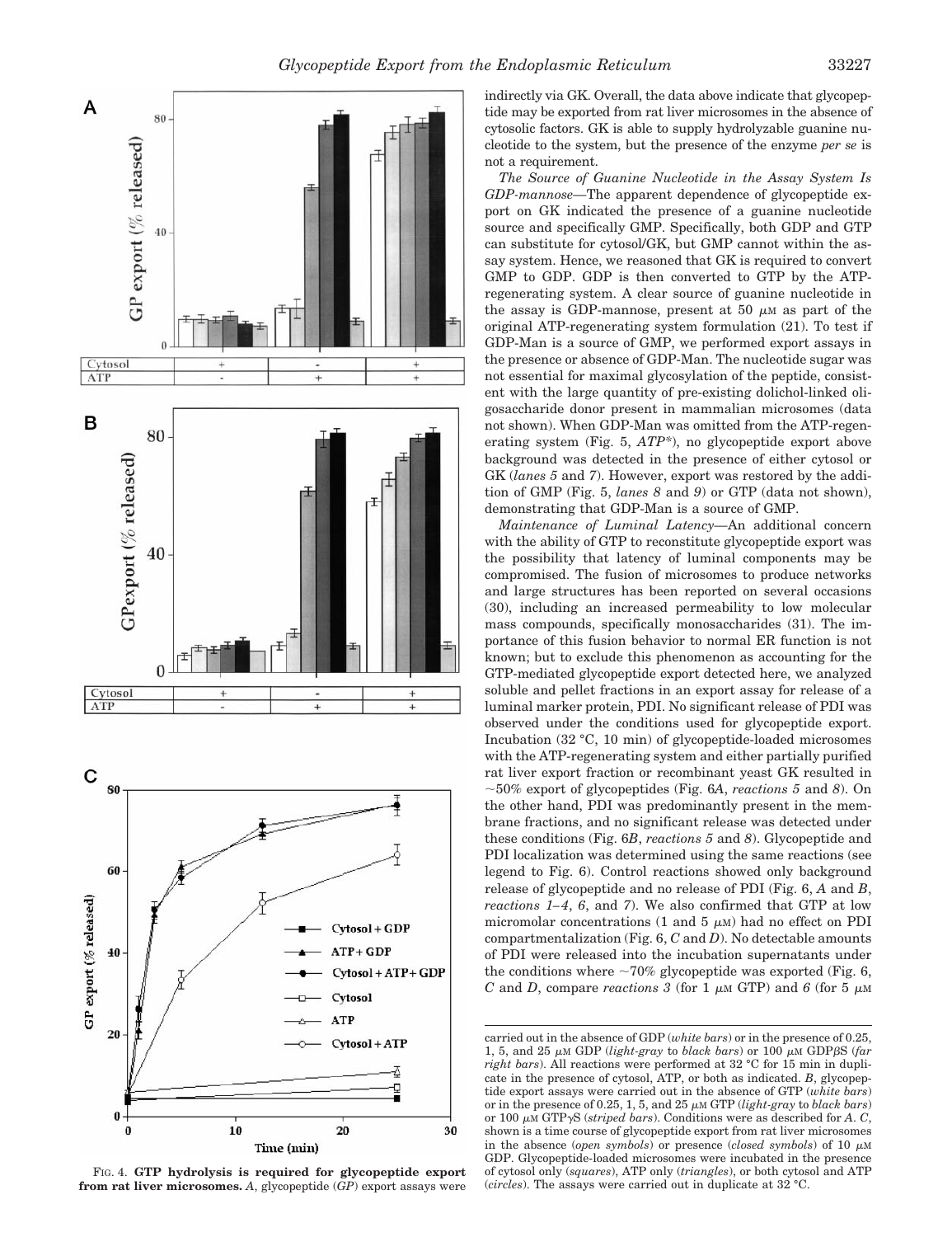indirectly via GK. Overall, the data above indicate that glycopeptide may be exported from rat liver microsomes in the absence of cytosolic factors. GK is able to supply hydrolyzable guanine nucleotide to the system, but the presence of the enzyme *per se* is not a requirement.

*The Source of Guanine Nucleotide in the Assay System Is GDP-mannose*—The apparent dependence of glycopeptide export on GK indicated the presence of a guanine nucleotide source and specifically GMP. Specifically, both GDP and GTP can substitute for cytosol/GK, but GMP cannot within the assay system. Hence, we reasoned that GK is required to convert GMP to GDP. GDP is then converted to GTP by the ATP-regenerating system. A clear source of guanine nucleotide in the assay is GDP-mannose, present at 50 μM as part of the original ATP-regenerating system formulation (21). To test if GDP-Man is a source of GMP, we performed export assays in the presence or absence of GDP-Man. The nucleotide sugar was not essential for maximal glycosylation of the peptide, consistent with the large quantity of pre-existing dolichol-linked oligosaccharide donor present in mammalian microsomes (data not shown). When GDP-Man was omitted from the ATP-regenerating system (Fig. 5, *ATP\**), no glycopeptide export above background was detected in the presence of either cytosol or GK (*lanes 5* and *7*). However, export was restored by the addition of GMP (Fig. 5, *lanes 8* and *9*) or GTP (data not shown), demonstrating that GDP-Man is a source of GMP.

*Maintenance of Luminal Latency*—An additional concern with the ability of GTP to reconstitute glycopeptide export was the possibility that latency of luminal components may be compromised. The fusion of microsomes to produce networks and large structures has been reported on several occasions (30), including an increased permeability to low molecular mass compounds, specifically monosaccharides (31). The importance of this fusion behavior to normal ER function is not known; but to exclude this phenomenon as accounting for the GTP-mediated glycopeptide export detected here, we analyzed soluble and pellet fractions in an export assay for release of a luminal marker protein, PDI. No significant release of PDI was observed under the conditions used for glycopeptide export. Incubation (32 °C, 10 min) of glycopeptide-loaded microsomes with the ATP-regenerating system and either partially purified rat liver export fraction or recombinant yeast GK resulted in ~50% export of glycopeptides (Fig. 6*A*, *reactions 5* and *8*). On the other hand, PDI was predominantly present in the membrane fractions, and no significant release was detected under these conditions (Fig. 6*B*, *reactions 5* and *8*). Glycopeptide and PDI localization was determined using the same reactions (see legend to Fig. 6). Control reactions showed only background release of glycopeptide and no release of PDI (Fig. 6, *A* and *B*, *reactions 1–4*, *6*, and *7*). We also confirmed that GTP at low micromolar concentrations (1 and 5 μM) had no effect on PDI compartmentalization (Fig. 6, *C* and *D*). No detectable amounts of PDI were released into the incubation supernatants under the conditions where ~70% glycopeptide was exported (Fig. 6, *C* and *D*, compare *reactions 3* (for 1 μM GTP) and *6* (for 5 μM

FIG. 4. **GTP hydrolysis is required for glycopeptide export from rat liver microsomes.** *A*, glycopeptide (*GP*) export assays were carried out in the absence of GDP (*white bars*) or in the presence of 0.25, 1, 5, and 25 μM GDP (*light-gray* to *black bars*) or 100 μM GDPβS (*far right bars*). All reactions were performed at 32 °C for 15 min in duplicate in the presence of cytosol, ATP, or both as indicated. *B*, glycopeptide export assays were carried out in the absence of GTP (*white bars*) or in the presence of 0.25, 1, 5, and 25 μM GTP (*light-gray* to *black bars*) or 100 μM GTPγS (*striped bars*). Conditions were as described for *A*. *C*, shown is a time course of glycopeptide export from rat liver microsomes in the absence (*open symbols*) or presence (*closed symbols*) of 10 μM GDP. Glycopeptide-loaded microsomes were incubated in the presence of cytosol only (*squares*), ATP only (*triangles*), or both cytosol and ATP (*circles*). The assays were carried out in duplicate at 32 °C.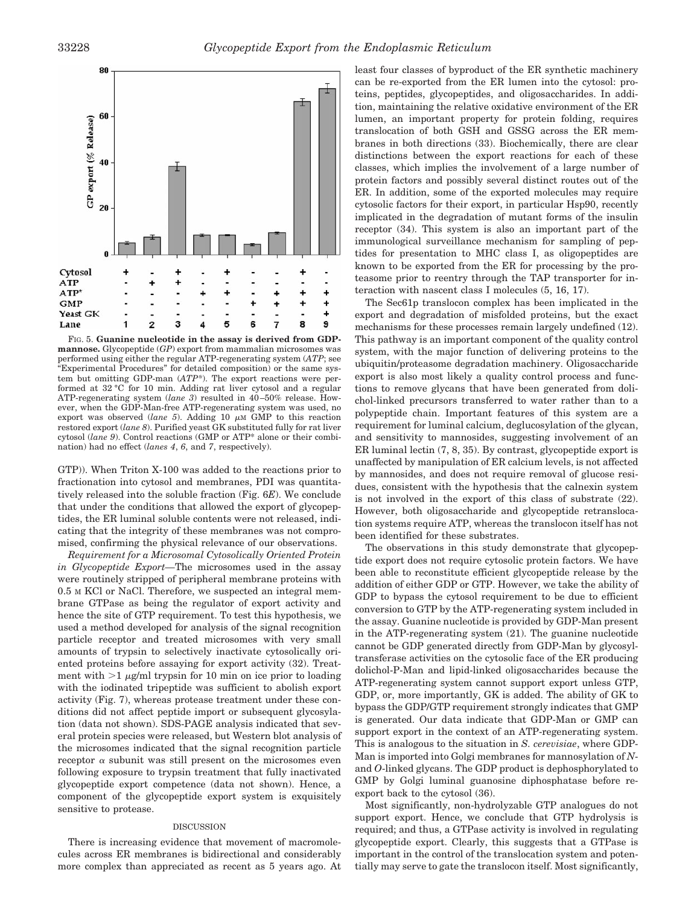80

60

40

20

0

GP export (% Release)

| | | | | | | | | | |
|---|---|---|---|---|---|---|---|---|---|
| Cytosol | + | - | + | - | + | - | - | + | - |
| ATP | - | + | + | - | - | - | - | - | - |
| ATP* | - | - | - | + | + | - | + | + | + |
| GMP | - | - | - | - | - | + | + | + | + |
| Yeast GK | - | - | - | - | - | - | - | - | + |
| Lane | 1 | 2 | 3 | 4 | 5 | 6 | 7 | 8 | 9 |

FIG. 5. **Guanine nucleotide in the assay is derived from GDP-mannose.** Glycopeptide (*GP*) export from mammalian microsomes was performed using either the regular ATP-regenerating system (*ATP*; see "Experimental Procedures" for detailed composition) or the same system but omitting GDP-man (*ATP\**). The export reactions were performed at 32 °C for 10 min. Adding rat liver cytosol and a regular ATP-regenerating system (*lane 3*) resulted in 40–50% release. However, when the GDP-Man-free ATP-regenerating system was used, no export was observed (*lane 5*). Adding 10 μM GMP to this reaction restored export (*lane 8*). Purified yeast GK substituted fully for rat liver cytosol (*lane 9*). Control reactions (GMP or ATP* alone or their combination) had no effect (*lanes 4*, *6*, and *7*, respectively).

GTP)). When Triton X-100 was added to the reactions prior to fractionation into cytosol and membranes, PDI was quantitatively released into the soluble fraction (Fig. 6*E*). We conclude that under the conditions that allowed the export of glycopeptides, the ER luminal soluble contents were not released, indicating that the integrity of these membranes was not compromised, confirming the physical relevance of our observations.

*Requirement for a Microsomal Cytosolically Oriented Protein in Glycopeptide Export*—The microsomes used in the assay were routinely stripped of peripheral membrane proteins with 0.5 M KCl or NaCl. Therefore, we suspected an integral membrane GTPase as being the regulator of export activity and hence the site of GTP requirement. To test this hypothesis, we used a method developed for analysis of the signal recognition particle receptor and treated microsomes with very small amounts of trypsin to selectively inactivate cytosolically oriented proteins before assaying for export activity (32). Treatment with >1 μg/ml trypsin for 10 min on ice prior to loading with the iodinated tripeptide was sufficient to abolish export activity (Fig. 7), whereas protease treatment under these conditions did not affect peptide import or subsequent glycosylation (data not shown). SDS-PAGE analysis indicated that several protein species were released, but Western blot analysis of the microsomes indicated that the signal recognition particle receptor α subunit was still present on the microsomes even following exposure to trypsin treatment that fully inactivated glycopeptide export competence (data not shown). Hence, a component of the glycopeptide export system is exquisitely sensitive to protease.

## DISCUSSION

There is increasing evidence that movement of macromolecules across ER membranes is bidirectional and considerably more complex than appreciated as recent as 5 years ago. At least four classes of byproduct of the ER synthetic machinery can be re-exported from the ER lumen into the cytosol: proteins, peptides, glycopeptides, and oligosaccharides. In addition, maintaining the relative oxidative environment of the ER lumen, an important property for protein folding, requires translocation of both GSH and GSSG across the ER membranes in both directions (33). Biochemically, there are clear distinctions between the export reactions for each of these classes, which implies the involvement of a large number of protein factors and possibly several distinct routes out of the ER. In addition, some of the exported molecules may require cytosolic factors for their export, in particular Hsp90, recently implicated in the degradation of mutant forms of the insulin receptor (34). This system is also an important part of the immunological surveillance mechanism for sampling of peptides for presentation to MHC class I, as oligopeptides are known to be exported from the ER for processing by the proteasome prior to reentry through the TAP transporter for interaction with nascent class I molecules (5, 16, 17).

The Sec61p translocon complex has been implicated in the export and degradation of misfolded proteins, but the exact mechanisms for these processes remain largely undefined (12). This pathway is an important component of the quality control system, with the major function of delivering proteins to the ubiquitin/proteasome degradation machinery. Oligosaccharide export is also most likely a quality control process and functions to remove glycans that have been generated from dolichol-linked precursors transferred to water rather than to a polypeptide chain. Important features of this system are a requirement for luminal calcium, deglucosylation of the glycan, and sensitivity to mannosides, suggesting involvement of an ER luminal lectin (7, 8, 35). By contrast, glycopeptide export is unaffected by manipulation of ER calcium levels, is not affected by mannosides, and does not require removal of glucose residues, consistent with the hypothesis that the calnexin system is not involved in the export of this class of substrate (22). However, both oligosaccharide and glycopeptide retranslocation systems require ATP, whereas the translocon itself has not been identified for these substrates.

The observations in this study demonstrate that glycopeptide export does not require cytosolic protein factors. We have been able to reconstitute efficient glycopeptide release by the addition of either GDP or GTP. However, we take the ability of GDP to bypass the cytosol requirement to be due to efficient conversion to GTP by the ATP-regenerating system included in the assay. Guanine nucleotide is provided by GDP-Man present in the ATP-regenerating system (21). The guanine nucleotide cannot be GDP generated directly from GDP-Man by glycosyltransferase activities on the cytosolic face of the ER producing dolichol-P-Man and lipid-linked oligosaccharides because the ATP-regenerating system cannot support export unless GTP, GDP, or, more importantly, GK is added. The ability of GK to bypass the GDP/GTP requirement strongly indicates that GMP is generated. Our data indicate that GDP-Man or GMP can support export in the context of an ATP-regenerating system. This is analogous to the situation in *S. cerevisiae*, where GDP-Man is imported into Golgi membranes for mannosylation of *N*- and *O*-linked glycans. The GDP product is dephosphorylated to GMP by Golgi luminal guanosine diphosphatase before re-export back to the cytosol (36).

Most significantly, non-hydrolyzable GTP analogues do not support export. Hence, we conclude that GTP hydrolysis is required; and thus, a GTPase activity is involved in regulating glycopeptide export. Clearly, this suggests that a GTPase is important in the control of the translocation system and potentially may serve to gate the translocon itself. Most significantly,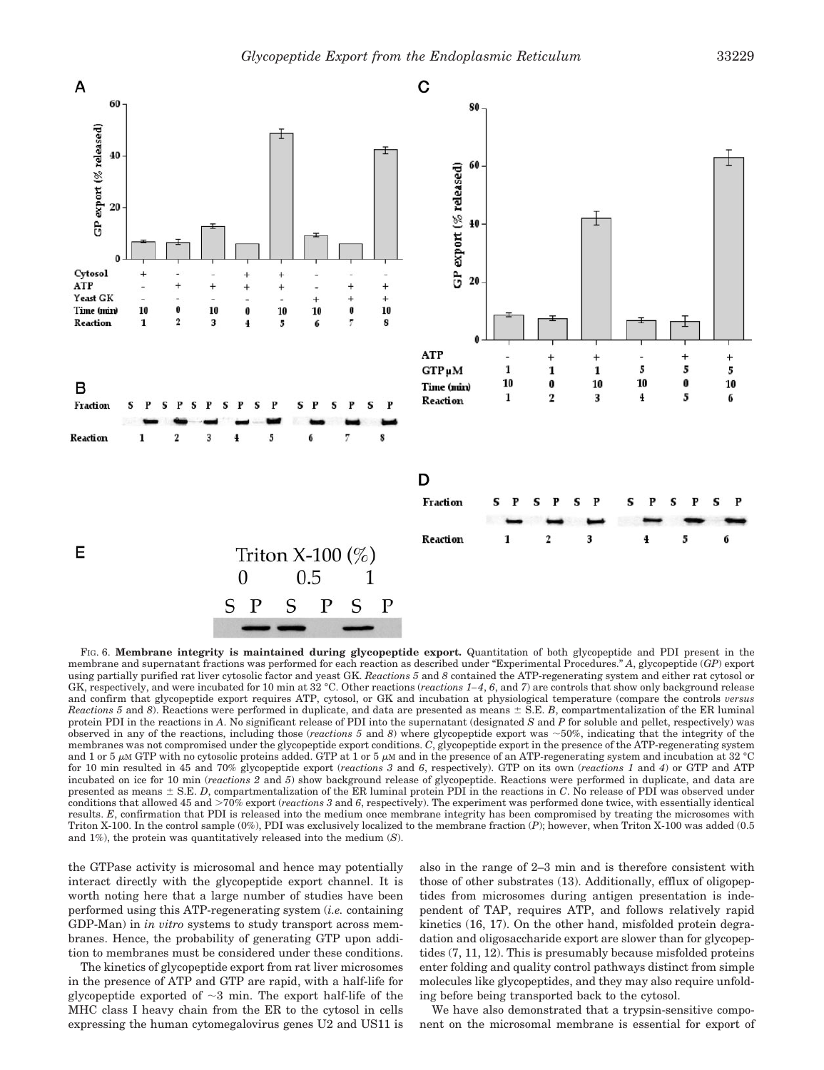FIG. 6. **Membrane integrity is maintained during glycopeptide export.** Quantitation of both glycopeptide and PDI present in the membrane and supernatant fractions was performed for each reaction as described under "Experimental Procedures." *A*, glycopeptide (*GP*) export using partially purified rat liver cytosolic factor and yeast GK. *Reactions 5* and *8* contained the ATP-regenerating system and either rat cytosol or GK, respectively, and were incubated for 10 min at 32 °C. Other reactions (*reactions 1–4*, *6*, and *7*) are controls that show only background release and confirm that glycopeptide export requires ATP, cytosol, or GK and incubation at physiological temperature (compare the controls *versus Reactions 5* and *8*). Reactions were performed in duplicate, and data are presented as means ± S.E. *B*, compartmentalization of the ER luminal protein PDI in the reactions in *A*. No significant release of PDI into the supernatant (designated *S* and *P* for soluble and pellet, respectively) was observed in any of the reactions, including those (*reactions 5* and *8*) where glycopeptide export was ~50%, indicating that the integrity of the membranes was not compromised under the glycopeptide export conditions. *C*, glycopeptide export in the presence of the ATP-regenerating system and 1 or 5 μM GTP with no cytosolic proteins added. GTP at 1 or 5 μM and in the presence of an ATP-regenerating system and incubation at 32 °C for 10 min resulted in 45 and 70% glycopeptide export (*reactions 3* and *6*, respectively). GTP on its own (*reactions 1* and *4*) or GTP and ATP incubated on ice for 10 min (*reactions 2* and *5*) show background release of glycopeptide. Reactions were performed in duplicate, and data are presented as means ± S.E. *D*, compartmentalization of the ER luminal protein PDI in the reactions in *C*. No release of PDI was observed under conditions that allowed 45 and >70% export (*reactions 3* and *6*, respectively). The experiment was performed done twice, with essentially identical results. *E*, confirmation that PDI is released into the medium once membrane integrity has been compromised by treating the microsomes with Triton X-100. In the control sample (0%), PDI was exclusively localized to the membrane fraction (*P*); however, when Triton X-100 was added (0.5 and 1%), the protein was quantitatively released into the medium (*S*).

the GTPase activity is microsomal and hence may potentially interact directly with the glycopeptide export channel. It is worth noting here that a large number of studies have been performed using this ATP-regenerating system (*i.e.* containing GDP-Man) in *in vitro* systems to study transport across membranes. Hence, the probability of generating GTP upon addition to membranes must be considered under these conditions.

The kinetics of glycopeptide export from rat liver microsomes in the presence of ATP and GTP are rapid, with a half-life for glycopeptide exported of ~3 min. The export half-life of the MHC class I heavy chain from the ER to the cytosol in cells expressing the human cytomegalovirus genes U2 and US11 is also in the range of 2–3 min and is therefore consistent with those of other substrates (13). Additionally, efflux of oligopeptides from microsomes during antigen presentation is independent of TAP, requires ATP, and follows relatively rapid kinetics (16, 17). On the other hand, misfolded protein degradation and oligosaccharide export are slower than for glycopeptides (7, 11, 12). This is presumably because misfolded proteins enter folding and quality control pathways distinct from simple molecules like glycopeptides, and they may also require unfolding before being transported back to the cytosol.

We have also demonstrated that a trypsin-sensitive component on the microsomal membrane is essential for export of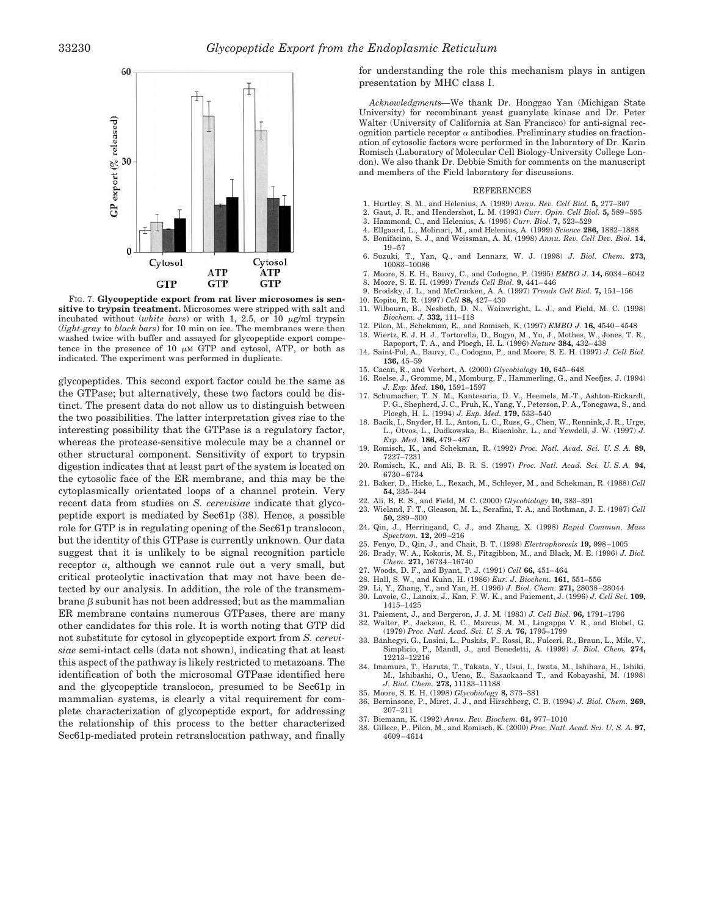60

30

0

GP export (% released)

Cytosol

GTP

ATP

GTP

Cytosol

ATP

GTP

FIG. 7. **Glycopeptide export from rat liver microsomes is sensitive to trypsin treatment.** Microsomes were stripped with salt and incubated without (*white bars*) or with 1, 2.5, or 10 μg/ml trypsin (*light-gray* to *black bars*) for 10 min on ice. The membranes were then washed twice with buffer and assayed for glycopeptide export competence in the presence of 10 μM GTP and cytosol, ATP, or both as indicated. The experiment was performed in duplicate.

glycopeptides. This second export factor could be the same as the GTPase; but alternatively, these two factors could be distinct. The present data do not allow us to distinguish between the two possibilities. The latter interpretation gives rise to the interesting possibility that the GTPase is a regulatory factor, whereas the protease-sensitive molecule may be a channel or other structural component. Sensitivity of export to trypsin digestion indicates that at least part of the system is located on the cytosolic face of the ER membrane, and this may be the cytoplasmically orientated loops of a channel protein. Very recent data from studies on *S. cerevisiae* indicate that glycopeptide export is mediated by Sec61p (38). Hence, a possible role for GTP is in regulating opening of the Sec61p translocon, but the identity of this GTPase is currently unknown. Our data suggest that it is unlikely to be signal recognition particle receptor α, although we cannot rule out a very small, but critical proteolytic inactivation that may not have been detected by our analysis. In addition, the role of the transmembrane β subunit has not been addressed; but as the mammalian ER membrane contains numerous GTPases, there are many other candidates for this role. It is worth noting that GTP did not substitute for cytosol in glycopeptide export from *S. cerevisiae* semi-intact cells (data not shown), indicating that at least this aspect of the pathway is likely restricted to metazoans. The identification of both the microsomal GTPase identified here and the glycopeptide translocon, presumed to be Sec61p in mammalian systems, is clearly a vital requirement for complete characterization of glycopeptide export, for addressing the relationship of this process to the better characterized Sec61p-mediated protein retranslocation pathway, and finally for understanding the role this mechanism plays in antigen presentation by MHC class I.

*Acknowledgments*—We thank Dr. Honggao Yan (Michigan State University) for recombinant yeast guanylate kinase and Dr. Peter Walter (University of California at San Francisco) for anti-signal recognition particle receptor α antibodies. Preliminary studies on fractionation of cytosolic factors were performed in the laboratory of Dr. Karin Romisch (Laboratory of Molecular Cell Biology-University College London). We also thank Dr. Debbie Smith for comments on the manuscript and members of the Field laboratory for discussions.

## REFERENCES

1. Hurtley, S. M., and Helenius, A. (1989) *Annu. Rev. Cell Biol.* **5,** 277–307
2. Gaut, J. R., and Hendershot, L. M. (1993) *Curr. Opin. Cell Biol.* **5,** 589–595
3. Hammond, C., and Helenius, A. (1995) *Curr. Biol.* **7,** 523–529
4. Ellgaard, L., Molinari, M., and Helenius, A. (1999) *Science* **286,** 1882–1888
5. Bonifacino, S. J., and Weissman, A. M. (1998) *Annu. Rev. Cell Dev. Biol.* **14,** 19–57
6. Suzuki, T., Yan, Q., and Lennarz, W. J. (1998) *J. Biol. Chem.* **273,** 10083–10086
7. Moore, S. E. H., Bauvy, C., and Codogno, P. (1995) *EMBO J.* **14,** 6034–6042
8. Moore, S. E. H. (1999) *Trends Cell Biol.* **9,** 441–446
9. Brodsky, J. L., and McCracken, A. A. (1997) *Trends Cell Biol.* **7,** 151–156
10. Kopito, R. R. (1997) *Cell* **88,** 427–430
11. Wilbourn, B., Nesbeth, D. N., Wainwright, L. J., and Field, M. C. (1998) *Biochem. J.* **332,** 111–118
12. Pilon, M., Schekman, R., and Romisch, K. (1997) *EMBO J.* **16,** 4540–4548
13. Wiertz, E. J. H. J., Tortorella, D., Bogyo, M., Yu, J., Mothes, W., Jones, T. R., Rapoport, T. A., and Ploegh, H. L. (1996) *Nature* **384,** 432–438
14. Saint-Pol, A., Bauvy, C., Codogno, P., and Moore, S. E. H. (1997) *J. Cell Biol.* **136,** 45–59
15. Cacan, R., and Verbert, A. (2000) *Glycobiology* **10,** 645–648
16. Roelse, J., Gromme, M., Momburg, F., Hammerling, G., and Neefjes, J. (1994) *J. Exp. Med.* **180,** 1591–1597
17. Schumacher, T. N. M., Kantesaria, D. V., Heemels, M.-T., Ashton-Rickardt, P. G., Shepherd, J. C., Fruh, K., Yang, Y., Peterson, P. A., Tonegawa, S., and Ploegh, H. L. (1994) *J. Exp. Med.* **179,** 533–540
18. Bacik, I., Snyder, H. L., Anton, L. C., Russ, G., Chen, W., Rennink, J. R., Urge, L., Otvos, L., Dudkowska, B., Eisenlohr, L., and Yewdell, J. W. (1997) *J. Exp. Med.* **186,** 479–487
19. Romisch, K., and Schekman, R. (1992) *Proc. Natl. Acad. Sci. U. S. A.* **89,** 7227–7231
20. Romisch, K., and Ali, B. R. S. (1997) *Proc. Natl. Acad. Sci. U. S. A.* **94,** 6730–6734
21. Baker, D., Hicke, L., Rexach, M., Schleyer, M., and Schekman, R. (1988) *Cell* **54,** 335–344
22. Ali, B. R. S., and Field, M. C. (2000) *Glycobiology* **10,** 383–391
23. Wieland, F. T., Gleason, M. L., Serafini, T. A., and Rothman, J. E. (1987) *Cell* **50,** 289–300
24. Qin, J., Herringand, C. J., and Zhang, X. (1998) *Rapid Commun. Mass Spectrom.* **12,** 209–216
25. Fenyo, D., Qin, J., and Chait, B. T. (1998) *Electrophoresis* **19,** 998–1005
26. Brady, W. A., Kokoris, M. S., Fitzgibbon, M., and Black, M. E. (1996) *J. Biol. Chem.* **271,** 16734–16740
27. Woods, D. F., and Byant, P. J. (1991) *Cell* **66,** 451–464
28. Hall, S. W., and Kuhn, H. (1986) *Eur. J. Biochem.* **161,** 551–556
29. Li, Y., Zhang, Y., and Yan, H. (1996) *J. Biol. Chem.* **271,** 28038–28044
30. Lavoie, C., Lanoix, J., Kan, F. W. K., and Paiement, J. (1996) *J. Cell Sci.* **109,** 1415–1425
31. Paiement, J., and Bergeron, J. J. M. (1983) *J. Cell Biol.* **96,** 1791–1796
32. Walter, P., Jackson, R. C., Marcus, M. M., Lingappa V. R., and Blobel, G. (1979) *Proc. Natl. Acad. Sci. U. S. A.* **76,** 1795–1799
33. Bánhegyi, G., Lusini, L., Puskás, F., Rossi, R., Fulceri, R., Braun, L., Mile, V., Simplicio, P., Mandl, J., and Benedetti, A. (1999) *J. Biol. Chem.* **274,** 12213–12216
34. Imamura, T., Haruta, T., Takata, Y., Usui, I., Iwata, M., Ishihara, H., Ishiki, M., Ishibashi, O., Ueno, E., Sasaokaand T., and Kobayashi, M. (1998) *J. Biol. Chem.* **273,** 11183–11188
35. Moore, S. E. H. (1998) *Glycobiology* **8,** 373–381
36. Berninsone, P., Miret, J. J., and Hirschberg, C. B. (1994) *J. Biol. Chem.* **269,** 207–211
37. Biemann, K. (1992) *Annu. Rev. Biochem.* **61,** 977–1010
38. Gillece, P., Pilon, M., and Romisch, K. (2000) *Proc. Natl. Acad. Sci. U. S. A.* **97,** 4609–4614